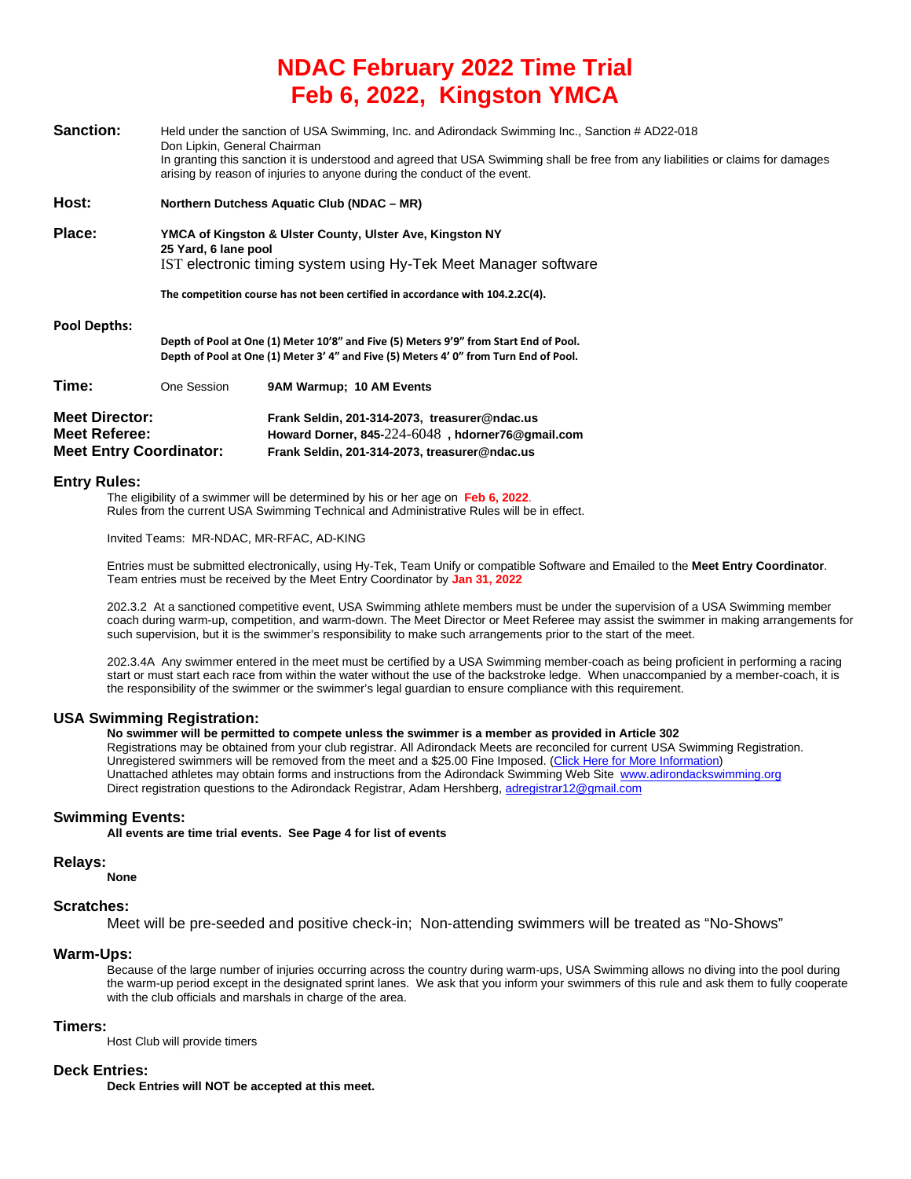# NDAC February 2022 Time Trial
# Feb 6, 2022, Kingston YMCA

**Sanction:** Held under the sanction of USA Swimming, Inc. and Adirondack Swimming Inc., Sanction # AD22-018
Don Lipkin, General Chairman
In granting this sanction it is understood and agreed that USA Swimming shall be free from any liabilities or claims for damages arising by reason of injuries to anyone during the conduct of the event.

**Host:** **Northern Dutchess Aquatic Club (NDAC – MR)**

**Place:** **YMCA of Kingston & Ulster County, Ulster Ave, Kingston NY**
**25 Yard, 6 lane pool**
IST electronic timing system using Hy-Tek Meet Manager software

**The competition course has not been certified in accordance with 104.2.2C(4).**

**Pool Depths:**
**Depth of Pool at One (1) Meter 10'8" and Five (5) Meters 9'9" from Start End of Pool.**
**Depth of Pool at One (1) Meter 3' 4" and Five (5) Meters 4' 0" from Turn End of Pool.**

**Time:** One Session **9AM Warmup; 10 AM Events**

**Meet Director:** **Frank Seldin, 201-314-2073, treasurer@ndac.us**
**Meet Referee:** **Howard Dorner, 845-224-6048 , hdorner76@gmail.com**
**Meet Entry Coordinator:** **Frank Seldin, 201-314-2073, treasurer@ndac.us**

## Entry Rules:

The eligibility of a swimmer will be determined by his or her age on **Feb 6, 2022**.
Rules from the current USA Swimming Technical and Administrative Rules will be in effect.

Invited Teams: MR-NDAC, MR-RFAC, AD-KING

Entries must be submitted electronically, using Hy-Tek, Team Unify or compatible Software and Emailed to the **Meet Entry Coordinator**. Team entries must be received by the Meet Entry Coordinator by **Jan 31, 2022**

202.3.2 At a sanctioned competitive event, USA Swimming athlete members must be under the supervision of a USA Swimming member coach during warm-up, competition, and warm-down. The Meet Director or Meet Referee may assist the swimmer in making arrangements for such supervision, but it is the swimmer's responsibility to make such arrangements prior to the start of the meet.

202.3.4A Any swimmer entered in the meet must be certified by a USA Swimming member-coach as being proficient in performing a racing start or must start each race from within the water without the use of the backstroke ledge. When unaccompanied by a member-coach, it is the responsibility of the swimmer or the swimmer's legal guardian to ensure compliance with this requirement.

## USA Swimming Registration:

**No swimmer will be permitted to compete unless the swimmer is a member as provided in Article 302**
Registrations may be obtained from your club registrar. All Adirondack Meets are reconciled for current USA Swimming Registration. Unregistered swimmers will be removed from the meet and a $25.00 Fine Imposed. (Click Here for More Information)
Unattached athletes may obtain forms and instructions from the Adirondack Swimming Web Site www.adirondackswimming.org
Direct registration questions to the Adirondack Registrar, Adam Hershberg, adregistrar12@gmail.com

## Swimming Events:

**All events are time trial events. See Page 4 for list of events**

## Relays:

**None**

## Scratches:

Meet will be pre-seeded and positive check-in; Non-attending swimmers will be treated as "No-Shows"

## Warm-Ups:

Because of the large number of injuries occurring across the country during warm-ups, USA Swimming allows no diving into the pool during the warm-up period except in the designated sprint lanes. We ask that you inform your swimmers of this rule and ask them to fully cooperate with the club officials and marshals in charge of the area.

## Timers:

Host Club will provide timers

## Deck Entries:

**Deck Entries will NOT be accepted at this meet.**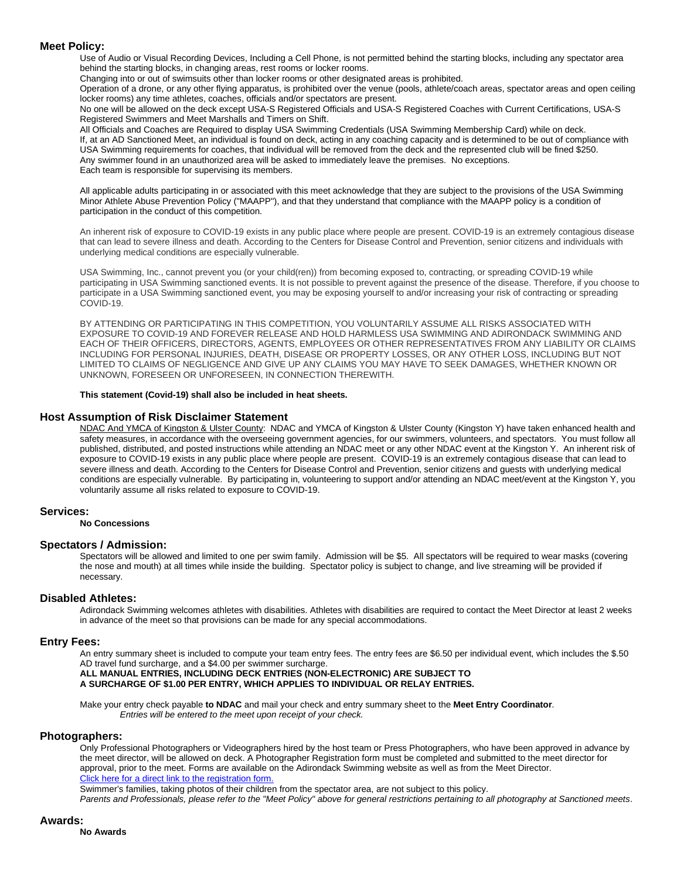## Meet Policy:

Use of Audio or Visual Recording Devices, Including a Cell Phone, is not permitted behind the starting blocks, including any spectator area behind the starting blocks, in changing areas, rest rooms or locker rooms.

Changing into or out of swimsuits other than locker rooms or other designated areas is prohibited.

Operation of a drone, or any other flying apparatus, is prohibited over the venue (pools, athlete/coach areas, spectator areas and open ceiling locker rooms) any time athletes, coaches, officials and/or spectators are present.

No one will be allowed on the deck except USA-S Registered Officials and USA-S Registered Coaches with Current Certifications, USA-S Registered Swimmers and Meet Marshalls and Timers on Shift.

All Officials and Coaches are Required to display USA Swimming Credentials (USA Swimming Membership Card) while on deck.

If, at an AD Sanctioned Meet, an individual is found on deck, acting in any coaching capacity and is determined to be out of compliance with USA Swimming requirements for coaches, that individual will be removed from the deck and the represented club will be fined $250.

Any swimmer found in an unauthorized area will be asked to immediately leave the premises. No exceptions.

Each team is responsible for supervising its members.

All applicable adults participating in or associated with this meet acknowledge that they are subject to the provisions of the USA Swimming Minor Athlete Abuse Prevention Policy ("MAAPP"), and that they understand that compliance with the MAAPP policy is a condition of participation in the conduct of this competition.

An inherent risk of exposure to COVID-19 exists in any public place where people are present. COVID-19 is an extremely contagious disease that can lead to severe illness and death. According to the Centers for Disease Control and Prevention, senior citizens and individuals with underlying medical conditions are especially vulnerable.

USA Swimming, Inc., cannot prevent you (or your child(ren)) from becoming exposed to, contracting, or spreading COVID-19 while participating in USA Swimming sanctioned events. It is not possible to prevent against the presence of the disease. Therefore, if you choose to participate in a USA Swimming sanctioned event, you may be exposing yourself to and/or increasing your risk of contracting or spreading COVID-19.

BY ATTENDING OR PARTICIPATING IN THIS COMPETITION, YOU VOLUNTARILY ASSUME ALL RISKS ASSOCIATED WITH EXPOSURE TO COVID-19 AND FOREVER RELEASE AND HOLD HARMLESS USA SWIMMING AND ADIRONDACK SWIMMING AND EACH OF THEIR OFFICERS, DIRECTORS, AGENTS, EMPLOYEES OR OTHER REPRESENTATIVES FROM ANY LIABILITY OR CLAIMS INCLUDING FOR PERSONAL INJURIES, DEATH, DISEASE OR PROPERTY LOSSES, OR ANY OTHER LOSS, INCLUDING BUT NOT LIMITED TO CLAIMS OF NEGLIGENCE AND GIVE UP ANY CLAIMS YOU MAY HAVE TO SEEK DAMAGES, WHETHER KNOWN OR UNKNOWN, FORESEEN OR UNFORESEEN, IN CONNECTION THEREWITH.

**This statement (Covid-19) shall also be included in heat sheets.**

## Host Assumption of Risk Disclaimer Statement

NDAC And YMCA of Kingston & Ulster County: NDAC and YMCA of Kingston & Ulster County (Kingston Y) have taken enhanced health and safety measures, in accordance with the overseeing government agencies, for our swimmers, volunteers, and spectators. You must follow all published, distributed, and posted instructions while attending an NDAC meet or any other NDAC event at the Kingston Y. An inherent risk of exposure to COVID-19 exists in any public place where people are present. COVID-19 is an extremely contagious disease that can lead to severe illness and death. According to the Centers for Disease Control and Prevention, senior citizens and guests with underlying medical conditions are especially vulnerable. By participating in, volunteering to support and/or attending an NDAC meet/event at the Kingston Y, you voluntarily assume all risks related to exposure to COVID-19.

## Services:

**No Concessions**

## Spectators / Admission:

Spectators will be allowed and limited to one per swim family. Admission will be $5. All spectators will be required to wear masks (covering the nose and mouth) at all times while inside the building. Spectator policy is subject to change, and live streaming will be provided if necessary.

## Disabled Athletes:

Adirondack Swimming welcomes athletes with disabilities. Athletes with disabilities are required to contact the Meet Director at least 2 weeks in advance of the meet so that provisions can be made for any special accommodations.

## Entry Fees:

An entry summary sheet is included to compute your team entry fees. The entry fees are $6.50 per individual event, which includes the $.50 AD travel fund surcharge, and a $4.00 per swimmer surcharge.

**ALL MANUAL ENTRIES, INCLUDING DECK ENTRIES (NON-ELECTRONIC) ARE SUBJECT TO A SURCHARGE OF $1.00 PER ENTRY, WHICH APPLIES TO INDIVIDUAL OR RELAY ENTRIES.**

Make your entry check payable **to NDAC** and mail your check and entry summary sheet to the **Meet Entry Coordinator**.

*Entries will be entered to the meet upon receipt of your check.*

## Photographers:

Only Professional Photographers or Videographers hired by the host team or Press Photographers, who have been approved in advance by the meet director, will be allowed on deck. A Photographer Registration form must be completed and submitted to the meet director for approval, prior to the meet. Forms are available on the Adirondack Swimming website as well as from the Meet Director.

Click here for a direct link to the registration form.

Swimmer's families, taking photos of their children from the spectator area, are not subject to this policy.

*Parents and Professionals, please refer to the "Meet Policy" above for general restrictions pertaining to all photography at Sanctioned meets.*

## Awards:

**No Awards**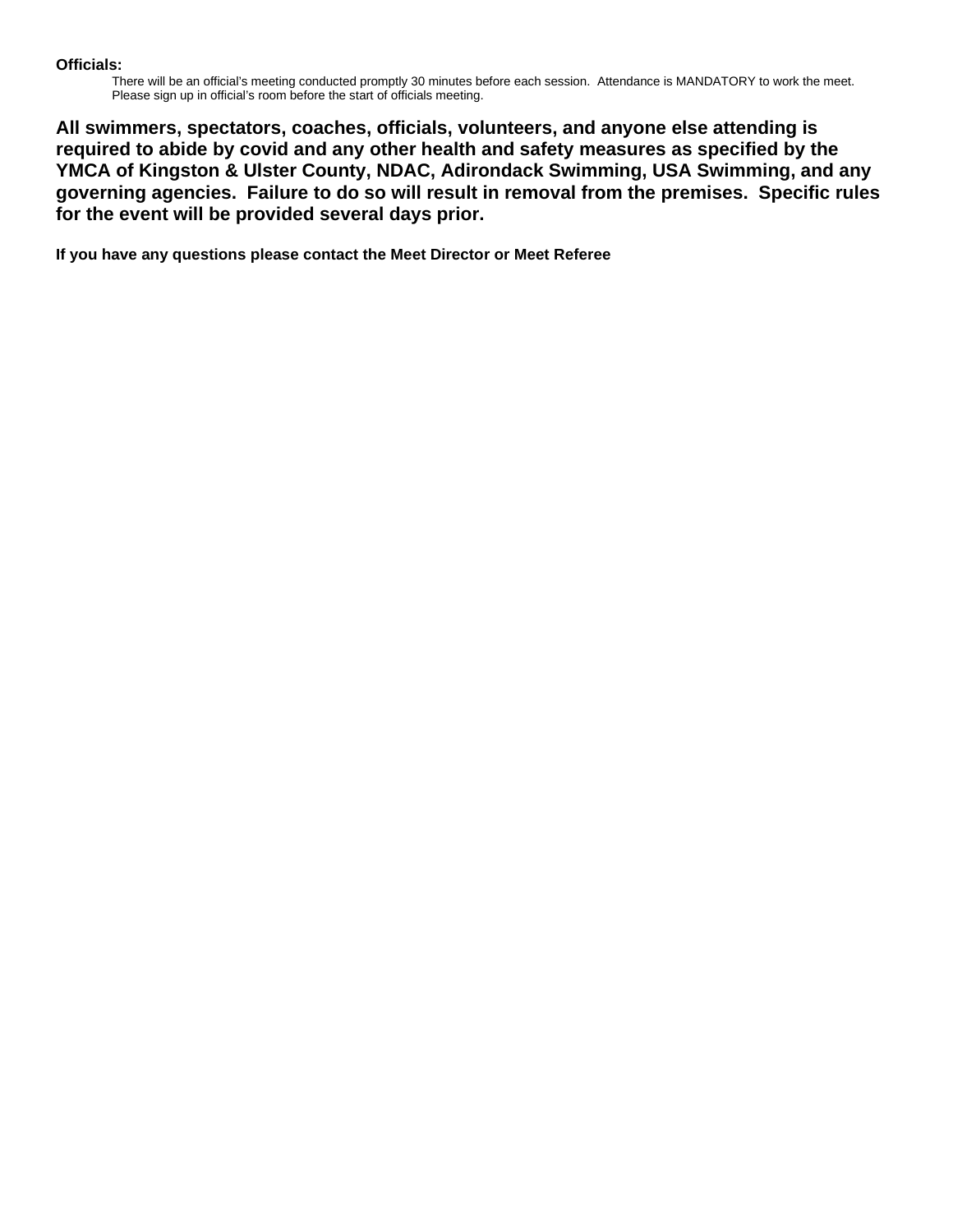**Officials:**

There will be an official's meeting conducted promptly 30 minutes before each session. Attendance is MANDATORY to work the meet. Please sign up in official's room before the start of officials meeting.

**All swimmers, spectators, coaches, officials, volunteers, and anyone else attending is required to abide by covid and any other health and safety measures as specified by the YMCA of Kingston & Ulster County, NDAC, Adirondack Swimming, USA Swimming, and any governing agencies. Failure to do so will result in removal from the premises. Specific rules for the event will be provided several days prior.**

**If you have any questions please contact the Meet Director or Meet Referee**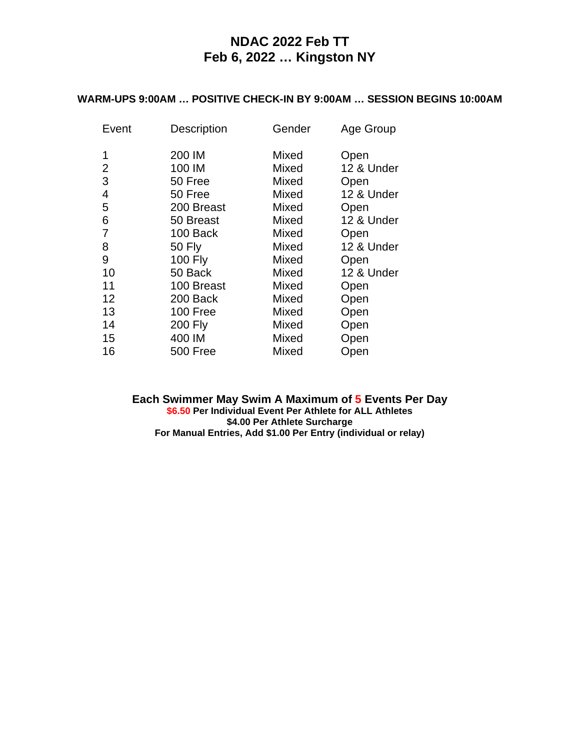# NDAC 2022 Feb TT
# Feb 6, 2022 … Kingston NY

**WARM-UPS 9:00AM … POSITIVE CHECK-IN BY 9:00AM … SESSION BEGINS 10:00AM**

| Event | Description | Gender | Age Group |
|---|---|---|---|
| 1 | 200 IM | Mixed | Open |
| 2 | 100 IM | Mixed | 12 & Under |
| 3 | 50 Free | Mixed | Open |
| 4 | 50 Free | Mixed | 12 & Under |
| 5 | 200 Breast | Mixed | Open |
| 6 | 50 Breast | Mixed | 12 & Under |
| 7 | 100 Back | Mixed | Open |
| 8 | 50 Fly | Mixed | 12 & Under |
| 9 | 100 Fly | Mixed | Open |
| 10 | 50 Back | Mixed | 12 & Under |
| 11 | 100 Breast | Mixed | Open |
| 12 | 200 Back | Mixed | Open |
| 13 | 100 Free | Mixed | Open |
| 14 | 200 Fly | Mixed | Open |
| 15 | 400 IM | Mixed | Open |
| 16 | 500 Free | Mixed | Open |

**Each Swimmer May Swim A Maximum of 5 Events Per Day**

**$6.50 Per Individual Event Per Athlete for ALL Athletes**

**$4.00 Per Athlete Surcharge**

**For Manual Entries, Add $1.00 Per Entry (individual or relay)**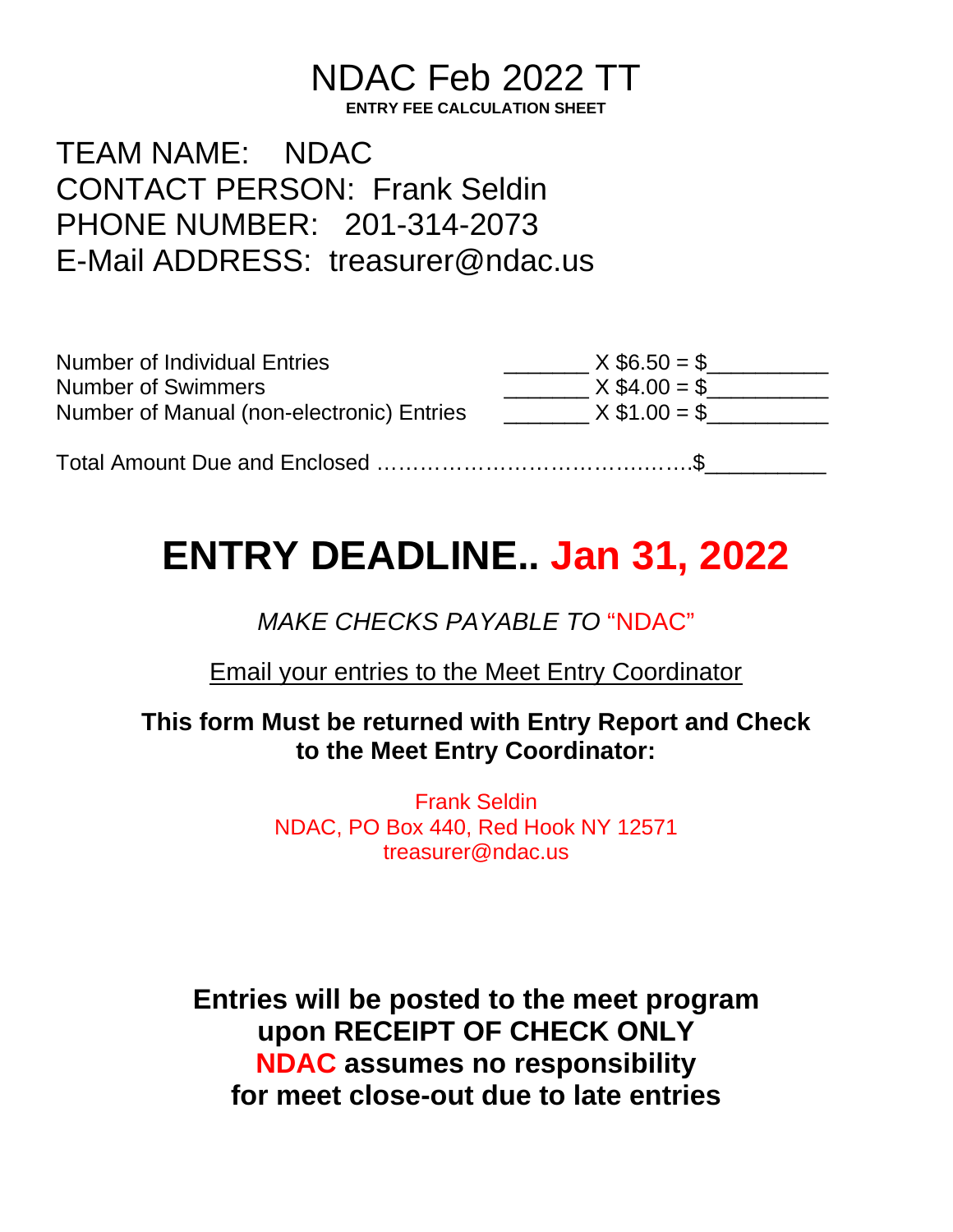# NDAC Feb 2022 TT

**ENTRY FEE CALCULATION SHEET**

TEAM NAME: NDAC
CONTACT PERSON: Frank Seldin
PHONE NUMBER: 201-314-2073
E-Mail ADDRESS: treasurer@ndac.us

| | |
|---|---|
| Number of Individual Entries | _______ X $6.50 = $__________ |
| Number of Swimmers | _______ X $4.00 = $__________ |
| Number of Manual (non-electronic) Entries | _______ X $1.00 = $__________ |

Total Amount Due and Enclosed ……………………………………….$__________

# ENTRY DEADLINE.. Jan 31, 2022

*MAKE CHECKS PAYABLE TO* "NDAC"

Email your entries to the Meet Entry Coordinator

**This form Must be returned with Entry Report and Check to the Meet Entry Coordinator:**

Frank Seldin
NDAC, PO Box 440, Red Hook NY 12571
treasurer@ndac.us

**Entries will be posted to the meet program upon RECEIPT OF CHECK ONLY**
**NDAC assumes no responsibility for meet close-out due to late entries**